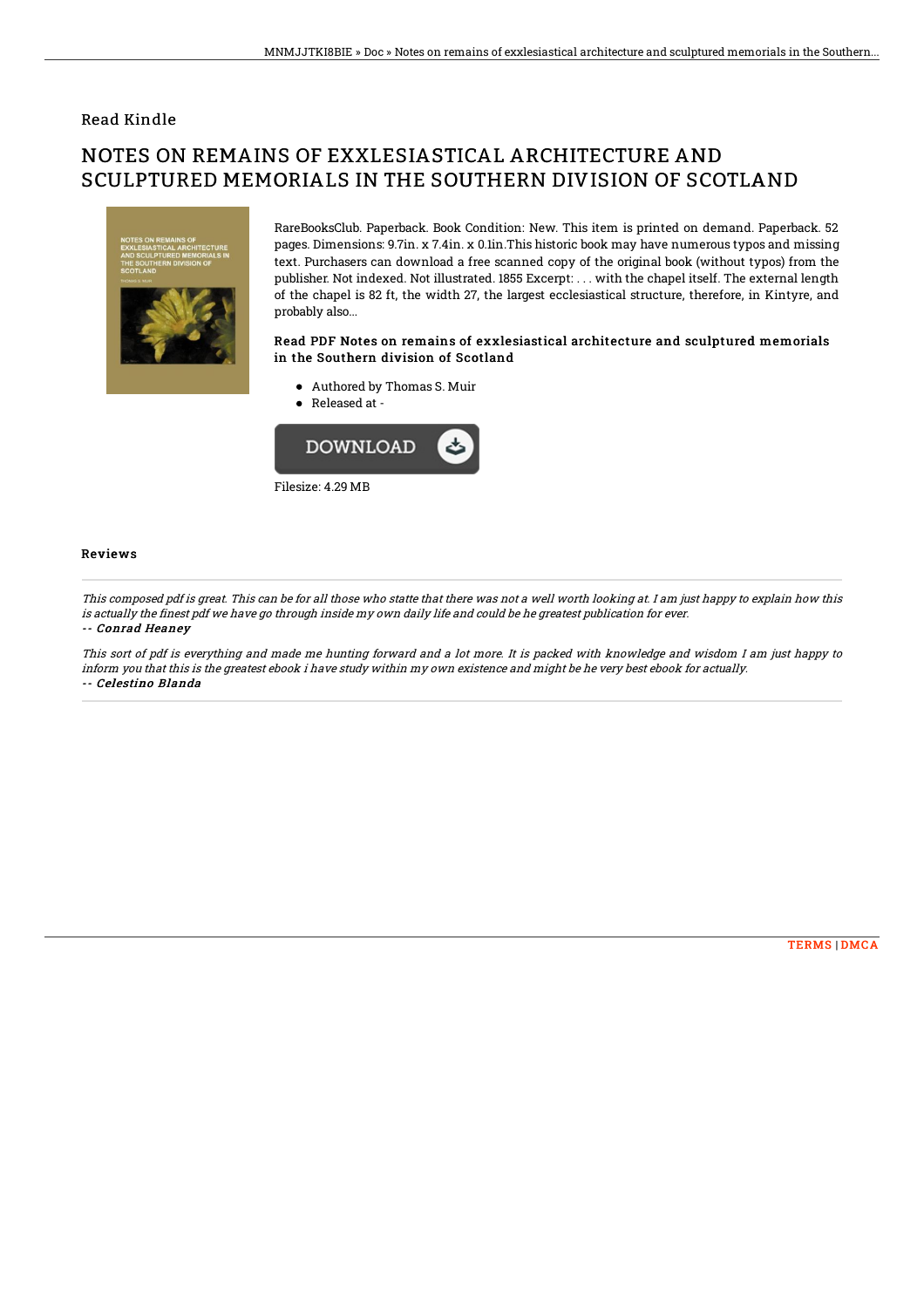## Read Kindle

# NOTES ON REMAINS OF EXXLESIASTICAL ARCHITECTURE AND SCULPTURED MEMORIALS IN THE SOUTHERN DIVISION OF SCOTLAND

RareBooksClub. Paperback. Book Condition: New. This item is printed on demand. Paperback. 52 pages. Dimensions: 9.7in. x 7.4in. x 0.1in.This historic book may have numerous typos and missing text. Purchasers can download a free scanned copy of the original book (without typos) from the publisher. Not indexed. Not illustrated. 1855 Excerpt: . . . with the chapel itself. The external length of the chapel is 82 ft, the width 27, the largest ecclesiastical structure, therefore, in Kintyre, and probably also...

### Read PDF Notes on remains of exxlesiastical architecture and sculptured memorials in the Southern division of Scotland

- Authored by Thomas S. Muir
- Released at -

Filesize: 4.29 MB

### Reviews

*This composed pdf is great. This can be for all those who statte that there was not a well worth looking at. I am just happy to explain how this is actually the finest pdf we have go through inside my own daily life and could be he greatest publication for ever.*

*-- Conrad Heaney*

*This sort of pdf is everything and made me hunting forward and a lot more. It is packed with knowledge and wisdom I am just happy to inform you that this is the greatest ebook i have study within my own existence and might be he very best ebook for actually.*

*-- Celestino Blanda*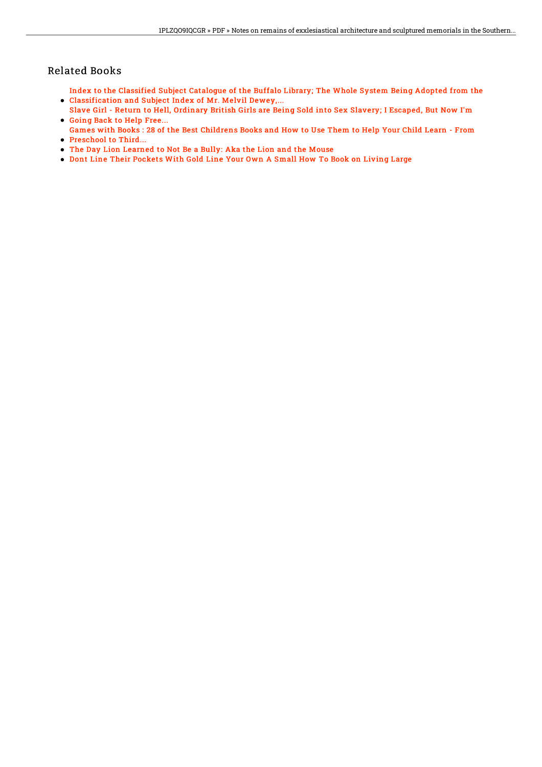## Related Books

- Index to the Classified Subject Catalogue of the Buffalo Library; The Whole System Being Adopted from the Classification and Subject Index of Mr. Melvil Dewey,...
- Slave Girl - Return to Hell, Ordinary British Girls are Being Sold into Sex Slavery; I Escaped, But Now I'm Going Back to Help Free...
- Games with Books : 28 of the Best Childrens Books and How to Use Them to Help Your Child Learn - From Preschool to Third...
- The Day Lion Learned to Not Be a Bully: Aka the Lion and the Mouse
- Dont Line Their Pockets With Gold Line Your Own A Small How To Book on Living Large